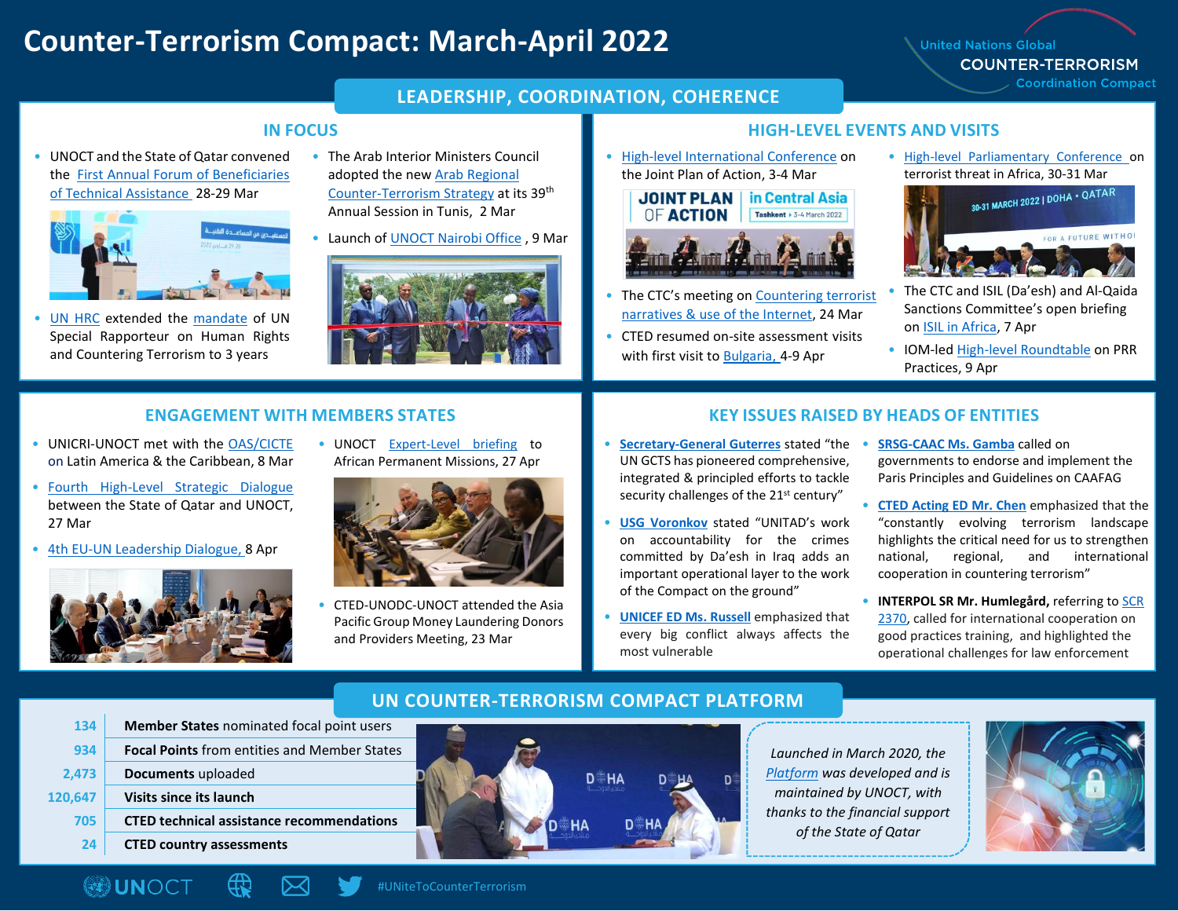# Counter-Terrorism Compact: March-April 2022

United Nations Global COUNTER-TERRORISM Coordination Compact

## LEADERSHIP, COORDINATION, COHERENCE

### IN FOCUS

- UNOCT and the State of Qatar convened the First Annual Forum of Beneficiaries of Technical Assistance 28-29 Mar
- UN HRC extended the mandate of UN Special Rapporteur on Human Rights and Countering Terrorism to 3 years
- The Arab Interior Ministers Council adopted the new Arab Regional Counter-Terrorism Strategy at its 39th Annual Session in Tunis, 2 Mar
- Launch of UNOCT Nairobi Office, 9 Mar

### HIGH-LEVEL EVENTS AND VISITS

- High-level International Conference on the Joint Plan of Action, 3-4 Mar
- The CTC's meeting on Countering terrorist narratives & use of the Internet, 24 Mar
- CTED resumed on-site assessment visits with first visit to Bulgaria, 4-9 Apr
- High-level Parliamentary Conference on terrorist threat in Africa, 30-31 Mar
- The CTC and ISIL (Da'esh) and Al-Qaida Sanctions Committee's open briefing on ISIL in Africa, 7 Apr
- IOM-led High-level Roundtable on PRR Practices, 9 Apr

### ENGAGEMENT WITH MEMBERS STATES

- UNICRI-UNOCT met with the OAS/CICTE on Latin America & the Caribbean, 8 Mar
- Fourth High-Level Strategic Dialogue between the State of Qatar and UNOCT, 27 Mar
- 4th EU-UN Leadership Dialogue, 8 Apr
- UNOCT Expert-Level briefing to African Permanent Missions, 27 Apr
- CTED-UNODC-UNOCT attended the Asia Pacific Group Money Laundering Donors and Providers Meeting, 23 Mar

### KEY ISSUES RAISED BY HEADS OF ENTITIES

- **Secretary-General Guterres** stated "the UN GCTS has pioneered comprehensive, integrated & principled efforts to tackle security challenges of the 21st century"
- **USG Voronkov** stated "UNITAD's work on accountability for the crimes committed by Da'esh in Iraq adds an important operational layer to the work of the Compact on the ground"
- **UNICEF ED Ms. Russell** emphasized that every big conflict always affects the most vulnerable
- **SRSG-CAAC Ms. Gamba** called on governments to endorse and implement the Paris Principles and Guidelines on CAAFAG
- **CTED Acting ED Mr. Chen** emphasized that the "constantly evolving terrorism landscape highlights the critical need for us to strengthen national, regional, and international cooperation in countering terrorism"
- **INTERPOL SR Mr. Humlegård,** referring to SCR 2370, called for international cooperation on good practices training, and highlighted the operational challenges for law enforcement

## UN COUNTER-TERRORISM COMPACT PLATFORM

| | |
|---|---|
| 134 | **Member States** nominated focal point users |
| 934 | **Focal Points** from entities and Member States |
| 2,473 | **Documents** uploaded |
| 120,647 | **Visits since its launch** |
| 705 | **CTED technical assistance recommendations** |
| 24 | **CTED country assessments** |

*Launched in March 2020, the Platform was developed and is maintained by UNOCT, with thanks to the financial support of the State of Qatar*

UNOCT #UNiteToCounterTerrorism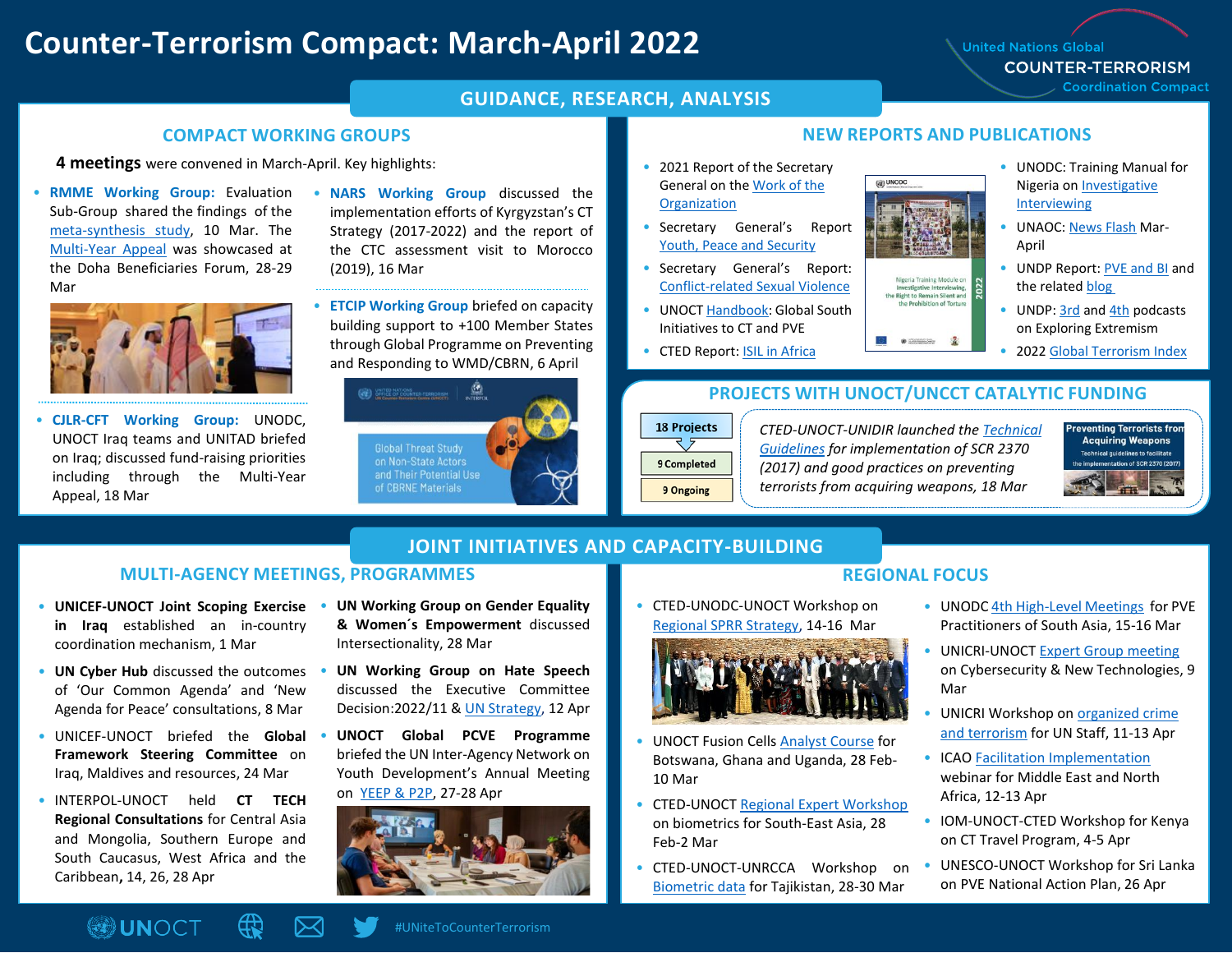# Counter-Terrorism Compact: March-April 2022

United Nations Global COUNTER-TERRORISM Coordination Compact

## GUIDANCE, RESEARCH, ANALYSIS

### COMPACT WORKING GROUPS

**4 meetings** were convened in March-April. Key highlights:

- **RMME Working Group:** Evaluation Sub-Group shared the findings of the meta-synthesis study, 10 Mar. The Multi-Year Appeal was showcased at the Doha Beneficiaries Forum, 28-29 Mar
- **CJLR-CFT Working Group:** UNODC, UNOCT Iraq teams and UNITAD briefed on Iraq; discussed fund-raising priorities including through the Multi-Year Appeal, 18 Mar
- **NARS Working Group** discussed the implementation efforts of Kyrgyzstan's CT Strategy (2017-2022) and the report of the CTC assessment visit to Morocco (2019), 16 Mar
- **ETCIP Working Group** briefed on capacity building support to +100 Member States through Global Programme on Preventing and Responding to WMD/CBRN, 6 April

Global Threat Study on Non-State Actors and Their Potential Use of CBRNE Materials

### NEW REPORTS AND PUBLICATIONS

- 2021 Report of the Secretary General on the Work of the Organization
- Secretary General's Report Youth, Peace and Security
- Secretary General's Report: Conflict-related Sexual Violence
- UNOCT Handbook: Global South Initiatives to CT and PVE
- CTED Report: ISIL in Africa
- UNODC: Training Manual for Nigeria on Investigative Interviewing
- UNAOC: News Flash Mar-April
- UNDP Report: PVE and BI and the related blog
- UNDP: 3rd and 4th podcasts on Exploring Extremism
- 2022 Global Terrorism Index

### PROJECTS WITH UNOCT/UNCCT CATALYTIC FUNDING

- 18 Projects
- 9 Completed
- 9 Ongoing

*CTED-UNOCT-UNIDIR launched the Technical Guidelines for implementation of SCR 2370 (2017) and good practices on preventing terrorists from acquiring weapons, 18 Mar*

## JOINT INITIATIVES AND CAPACITY-BUILDING

### MULTI-AGENCY MEETINGS, PROGRAMMES

- **UNICEF-UNOCT Joint Scoping Exercise in Iraq** established an in-country coordination mechanism, 1 Mar
- **UN Cyber Hub** discussed the outcomes of 'Our Common Agenda' and 'New Agenda for Peace' consultations, 8 Mar
- UNICEF-UNOCT briefed the **Global Framework Steering Committee** on Iraq, Maldives and resources, 24 Mar
- INTERPOL-UNOCT held **CT TECH Regional Consultations** for Central Asia and Mongolia, Southern Europe and South Caucasus, West Africa and the Caribbean**,** 14, 26, 28 Apr
- **UN Working Group on Gender Equality & Women's Empowerment** discussed Intersectionality, 28 Mar
- **UN Working Group on Hate Speech** discussed the Executive Committee Decision:2022/11 & UN Strategy, 12 Apr
- **UNOCT Global PCVE Programme** briefed the UN Inter-Agency Network on Youth Development's Annual Meeting on YEEP & P2P, 27-28 Apr

### REGIONAL FOCUS

- CTED-UNODC-UNOCT Workshop on Regional SPRR Strategy, 14-16 Mar
- UNOCT Fusion Cells Analyst Course for Botswana, Ghana and Uganda, 28 Feb-10 Mar
- CTED-UNOCT Regional Expert Workshop on biometrics for South-East Asia, 28 Feb-2 Mar
- CTED-UNOCT-UNRCCA Workshop on Biometric data for Tajikistan, 28-30 Mar
- UNODC 4th High-Level Meetings for PVE Practitioners of South Asia, 15-16 Mar
- UNICRI-UNOCT Expert Group meeting on Cybersecurity & New Technologies, 9 Mar
- UNICRI Workshop on organized crime and terrorism for UN Staff, 11-13 Apr
- ICAO Facilitation Implementation webinar for Middle East and North Africa, 12-13 Apr
- IOM-UNOCT-CTED Workshop for Kenya on CT Travel Program, 4-5 Apr
- UNESCO-UNOCT Workshop for Sri Lanka on PVE National Action Plan, 26 Apr

UNOCT #UNiteToCounterTerrorism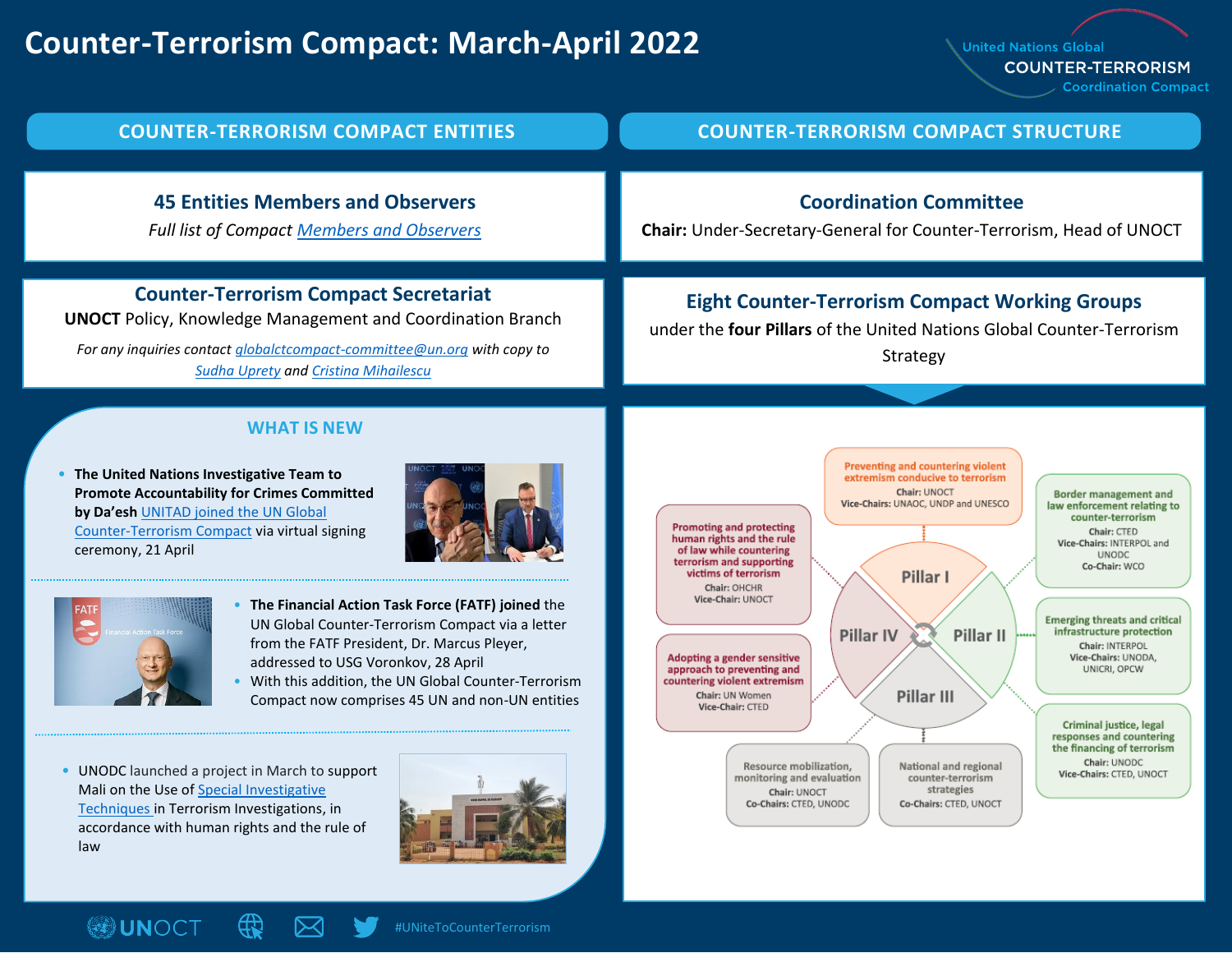# Counter-Terrorism Compact: March-April 2022

United Nations Global COUNTER-TERRORISM Coordination Compact

## COUNTER-TERRORISM COMPACT ENTITIES

### 45 Entities Members and Observers

*Full list of Compact Members and Observers*

### Counter-Terrorism Compact Secretariat

**UNOCT** Policy, Knowledge Management and Coordination Branch

*For any inquiries contact globalctcompact-committee@un.org with copy to Sudha Uprety and Cristina Mihailescu*

## WHAT IS NEW

- **The United Nations Investigative Team to Promote Accountability for Crimes Committed by Da'esh** UNITAD joined the UN Global Counter-Terrorism Compact via virtual signing ceremony, 21 April

- **The Financial Action Task Force (FATF) joined** the UN Global Counter-Terrorism Compact via a letter from the FATF President, Dr. Marcus Pleyer, addressed to USG Voronkov, 28 April
- With this addition, the UN Global Counter-Terrorism Compact now comprises 45 UN and non-UN entities

- UNODC launched a project in March to support Mali on the Use of Special Investigative Techniques in Terrorism Investigations, in accordance with human rights and the rule of law

## COUNTER-TERRORISM COMPACT STRUCTURE

### Coordination Committee

**Chair:** Under-Secretary-General for Counter-Terrorism, Head of UNOCT

### Eight Counter-Terrorism Compact Working Groups

under the **four Pillars** of the United Nations Global Counter-Terrorism Strategy

Pillar I
Pillar II
Pillar III
Pillar IV

Preventing and countering violent extremism conducive to terrorism
Chair: UNOCT
Vice-Chairs: UNAOC, UNDP and UNESCO

Border management and law enforcement relating to counter-terrorism
Chair: CTED
Vice-Chairs: INTERPOL and UNODC
Co-Chair: WCO

Emerging threats and critical infrastructure protection
Chair: INTERPOL
Vice-Chairs: UNODA, UNICRI, OPCW

Criminal justice, legal responses and countering the financing of terrorism
Chair: UNODC
Vice-Chairs: CTED, UNOCT

National and regional counter-terrorism strategies
Co-Chairs: CTED, UNOCT

Resource mobilization, monitoring and evaluation
Chair: UNOCT
Co-Chairs: CTED, UNODC

Adopting a gender sensitive approach to preventing and countering violent extremism
Chair: UN Women
Vice-Chair: CTED

Promoting and protecting human rights and the rule of law while countering terrorism and supporting victims of terrorism
Chair: OHCHR
Vice-Chair: UNOCT

UNOCT #UNiteToCounterTerrorism